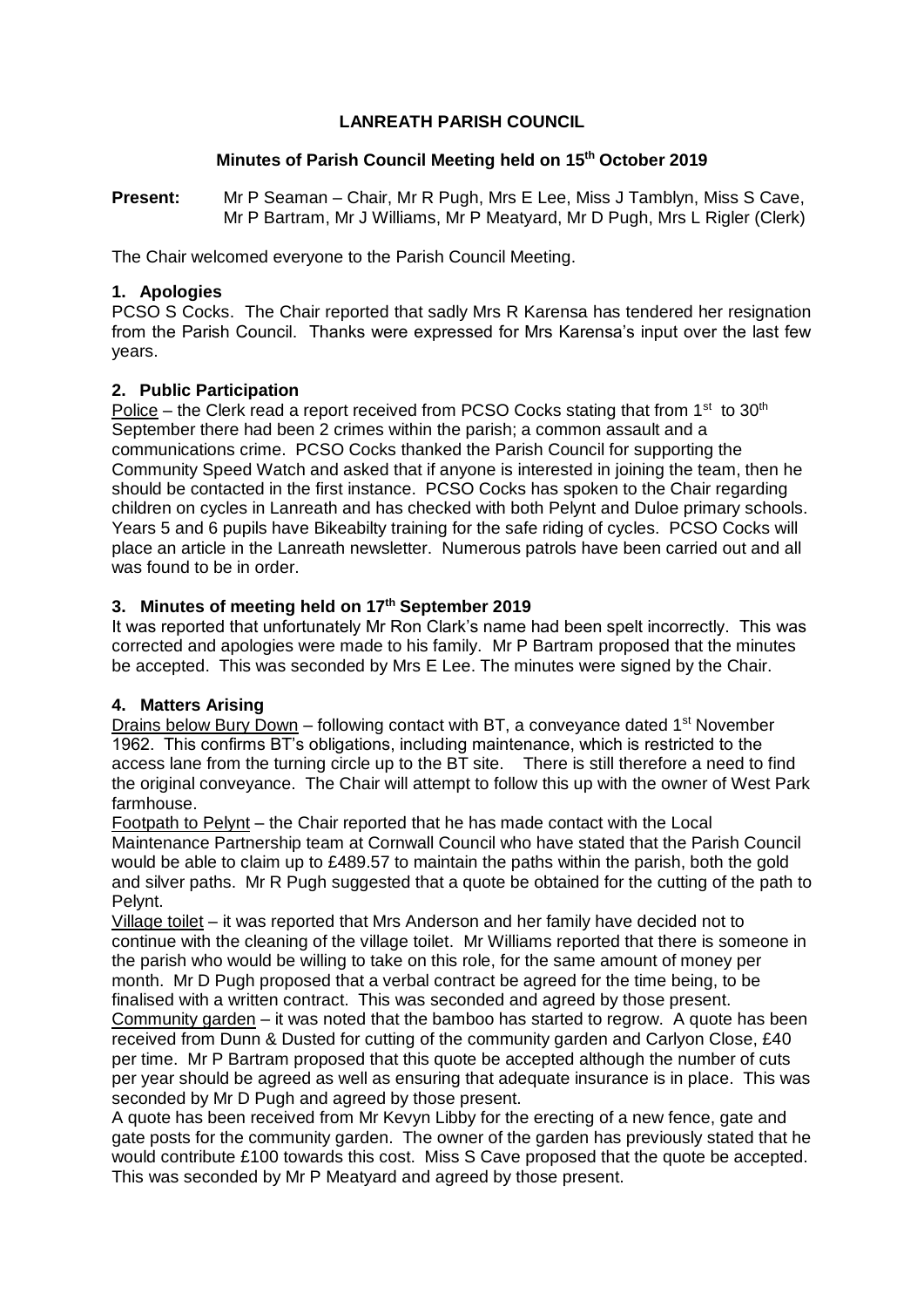# LANREATH PARISH COUNCIL

## Minutes of Parish Council Meeting held on 15th October 2019

**Present:** Mr P Seaman – Chair, Mr R Pugh, Mrs E Lee, Miss J Tamblyn, Miss S Cave, Mr P Bartram, Mr J Williams, Mr P Meatyard, Mr D Pugh, Mrs L Rigler (Clerk)

The Chair welcomed everyone to the Parish Council Meeting.

### 1. Apologies

PCSO S Cocks. The Chair reported that sadly Mrs R Karensa has tendered her resignation from the Parish Council. Thanks were expressed for Mrs Karensa's input over the last few years.

### 2. Public Participation

Police – the Clerk read a report received from PCSO Cocks stating that from 1st to 30th September there had been 2 crimes within the parish; a common assault and a communications crime. PCSO Cocks thanked the Parish Council for supporting the Community Speed Watch and asked that if anyone is interested in joining the team, then he should be contacted in the first instance. PCSO Cocks has spoken to the Chair regarding children on cycles in Lanreath and has checked with both Pelynt and Duloe primary schools. Years 5 and 6 pupils have Bikeabilty training for the safe riding of cycles. PCSO Cocks will place an article in the Lanreath newsletter. Numerous patrols have been carried out and all was found to be in order.

### 3. Minutes of meeting held on 17th September 2019

It was reported that unfortunately Mr Ron Clark's name had been spelt incorrectly. This was corrected and apologies were made to his family. Mr P Bartram proposed that the minutes be accepted. This was seconded by Mrs E Lee. The minutes were signed by the Chair.

### 4. Matters Arising

Drains below Bury Down – following contact with BT, a conveyance dated 1st November 1962. This confirms BT's obligations, including maintenance, which is restricted to the access lane from the turning circle up to the BT site. There is still therefore a need to find the original conveyance. The Chair will attempt to follow this up with the owner of West Park farmhouse.

Footpath to Pelynt – the Chair reported that he has made contact with the Local Maintenance Partnership team at Cornwall Council who have stated that the Parish Council would be able to claim up to £489.57 to maintain the paths within the parish, both the gold and silver paths. Mr R Pugh suggested that a quote be obtained for the cutting of the path to Pelynt.

Village toilet – it was reported that Mrs Anderson and her family have decided not to continue with the cleaning of the village toilet. Mr Williams reported that there is someone in the parish who would be willing to take on this role, for the same amount of money per month. Mr D Pugh proposed that a verbal contract be agreed for the time being, to be finalised with a written contract. This was seconded and agreed by those present.

Community garden – it was noted that the bamboo has started to regrow. A quote has been received from Dunn & Dusted for cutting of the community garden and Carlyon Close, £40 per time. Mr P Bartram proposed that this quote be accepted although the number of cuts per year should be agreed as well as ensuring that adequate insurance is in place. This was seconded by Mr D Pugh and agreed by those present.

A quote has been received from Mr Kevyn Libby for the erecting of a new fence, gate and gate posts for the community garden. The owner of the garden has previously stated that he would contribute £100 towards this cost. Miss S Cave proposed that the quote be accepted. This was seconded by Mr P Meatyard and agreed by those present.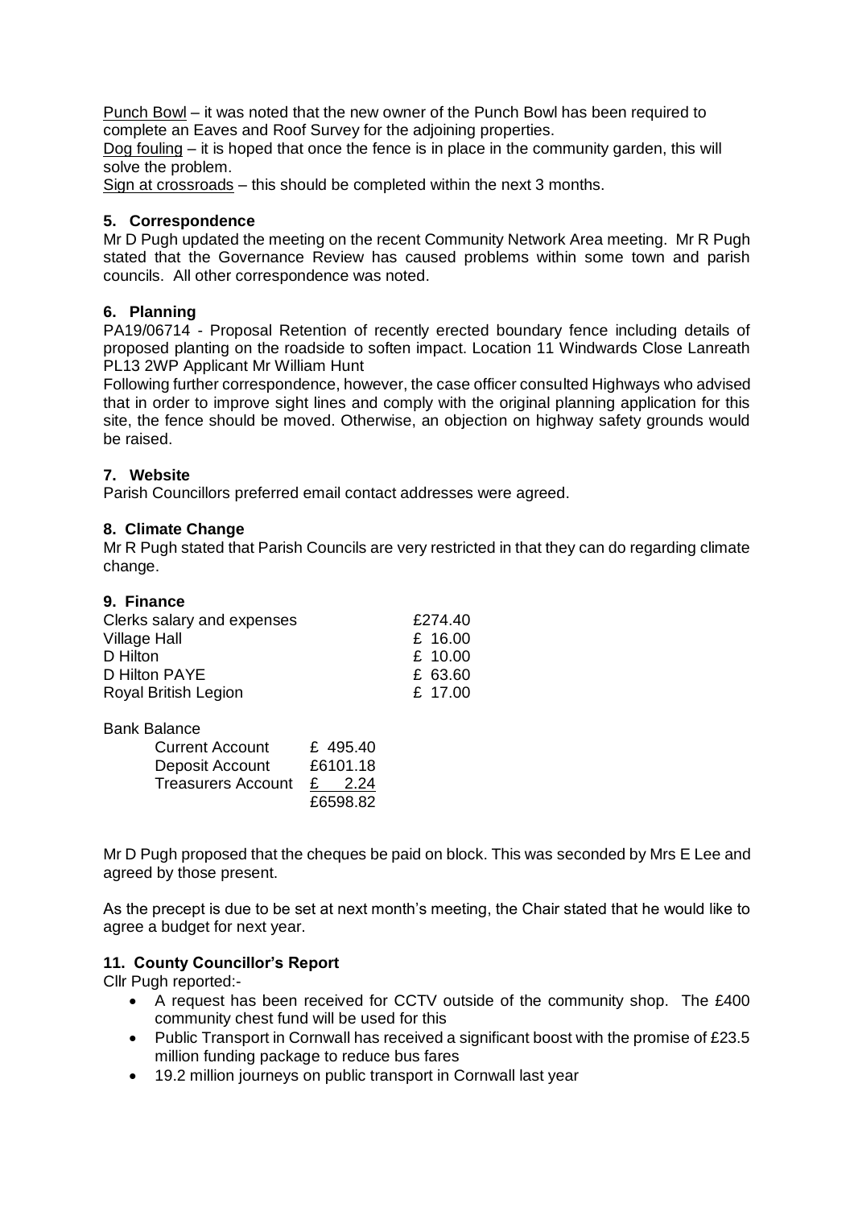Punch Bowl – it was noted that the new owner of the Punch Bowl has been required to complete an Eaves and Roof Survey for the adjoining properties.

Dog fouling – it is hoped that once the fence is in place in the community garden, this will solve the problem.

Sign at crossroads – this should be completed within the next 3 months.

### 5. Correspondence

Mr D Pugh updated the meeting on the recent Community Network Area meeting. Mr R Pugh stated that the Governance Review has caused problems within some town and parish councils. All other correspondence was noted.

### 6. Planning

PA19/06714 - Proposal Retention of recently erected boundary fence including details of proposed planting on the roadside to soften impact. Location 11 Windwards Close Lanreath PL13 2WP Applicant Mr William Hunt

Following further correspondence, however, the case officer consulted Highways who advised that in order to improve sight lines and comply with the original planning application for this site, the fence should be moved. Otherwise, an objection on highway safety grounds would be raised.

### 7. Website

Parish Councillors preferred email contact addresses were agreed.

### 8. Climate Change

Mr R Pugh stated that Parish Councils are very restricted in that they can do regarding climate change.

### 9. Finance

| | |
|---|---|
| Clerks salary and expenses | £274.40 |
| Village Hall | £ 16.00 |
| D Hilton | £ 10.00 |
| D Hilton PAYE | £ 63.60 |
| Royal British Legion | £ 17.00 |

Bank Balance

| | |
|---|---|
| Current Account | £ 495.40 |
| Deposit Account | £6101.18 |
| Treasurers Account | £ 2.24 |
| | £6598.82 |

Mr D Pugh proposed that the cheques be paid on block. This was seconded by Mrs E Lee and agreed by those present.

As the precept is due to be set at next month's meeting, the Chair stated that he would like to agree a budget for next year.

### 11. County Councillor's Report

Cllr Pugh reported:-

- A request has been received for CCTV outside of the community shop. The £400 community chest fund will be used for this
- Public Transport in Cornwall has received a significant boost with the promise of £23.5 million funding package to reduce bus fares
- 19.2 million journeys on public transport in Cornwall last year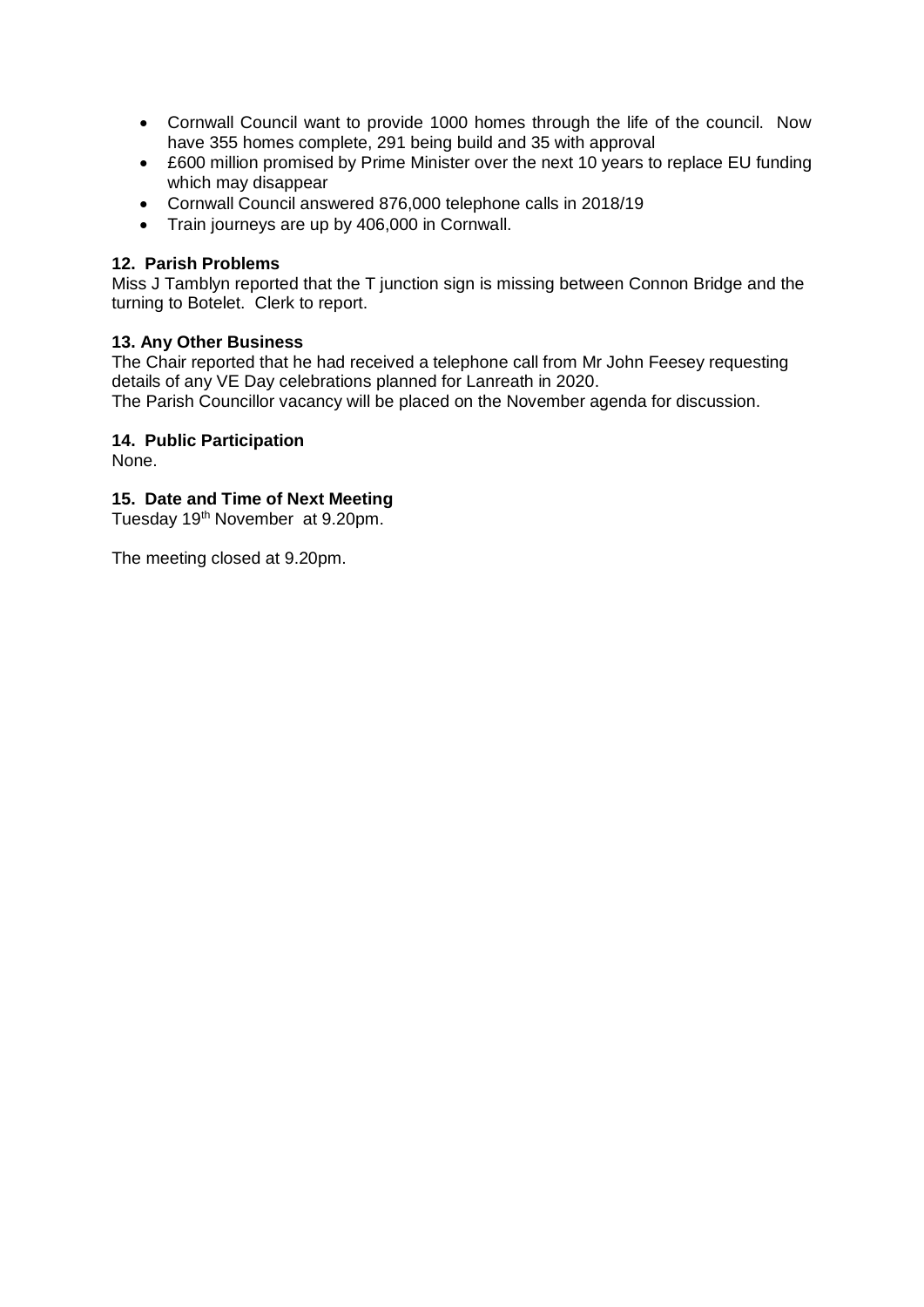- Cornwall Council want to provide 1000 homes through the life of the council. Now have 355 homes complete, 291 being build and 35 with approval
- £600 million promised by Prime Minister over the next 10 years to replace EU funding which may disappear
- Cornwall Council answered 876,000 telephone calls in 2018/19
- Train journeys are up by 406,000 in Cornwall.

**12. Parish Problems**

Miss J Tamblyn reported that the T junction sign is missing between Connon Bridge and the turning to Botelet. Clerk to report.

**13. Any Other Business**

The Chair reported that he had received a telephone call from Mr John Feesey requesting details of any VE Day celebrations planned for Lanreath in 2020.
The Parish Councillor vacancy will be placed on the November agenda for discussion.

**14. Public Participation**

None.

**15. Date and Time of Next Meeting**

Tuesday 19th November at 9.20pm.

The meeting closed at 9.20pm.